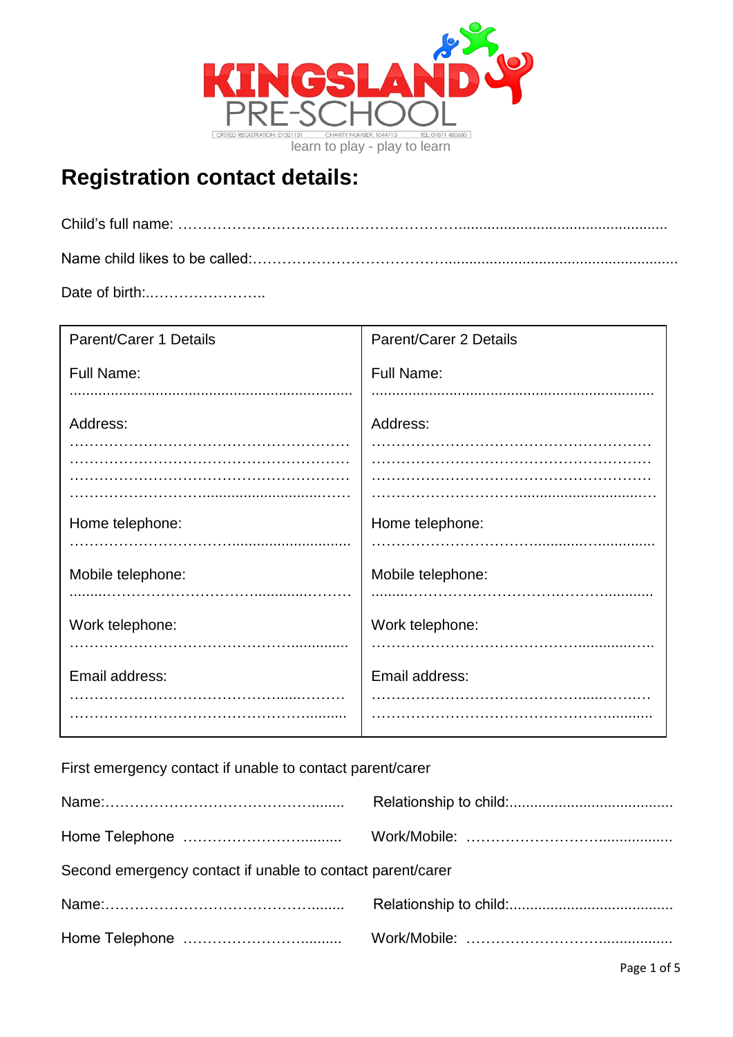KINGSLAND PRE-SCHOOL

OFSTED REGISTRATION: EY321131 CHARITY NUMBER: 1044713 TEL: 07871 480680

learn to play - play to learn

# Registration contact details:

Child's full name: ……………………………………………………...................................................

Name child likes to be called:……………………………….........................................................

Date of birth:..…………………..

| Parent/Carer 1 Details | Parent/Carer 2 Details |
|---|---|
| Full Name: ................................................................... | Full Name: ................................................................... |
| Address: …………………………………………………… …………………………………………………… …………………………………………………… ……………………….........................…… | Address: …………………………………………………… …………………………………………………… …………………………………………………… ……………………….............................… |
| Home telephone: ……………………………........................... | Home telephone: ………………………………............…............ |
| Mobile telephone: .........……………………………..........……… | Mobile telephone: ........…………………………….………........... |
| Work telephone: ……………………………………………............. | Work telephone: ……………………………………………...........…. |
| Email address: ……………………………………….....………… ………………………………………………......... | Email address: ……………………………………….....………… ………………………………………………........... |

First emergency contact if unable to contact parent/carer

Name:………………………………………......... Relationship to child:........................................

Home Telephone ………………………….......... Work/Mobile: ………………………….................

Second emergency contact if unable to contact parent/carer

Name:………………………………………......... Relationship to child:........................................

Home Telephone ………………………….......... Work/Mobile: ………………………….................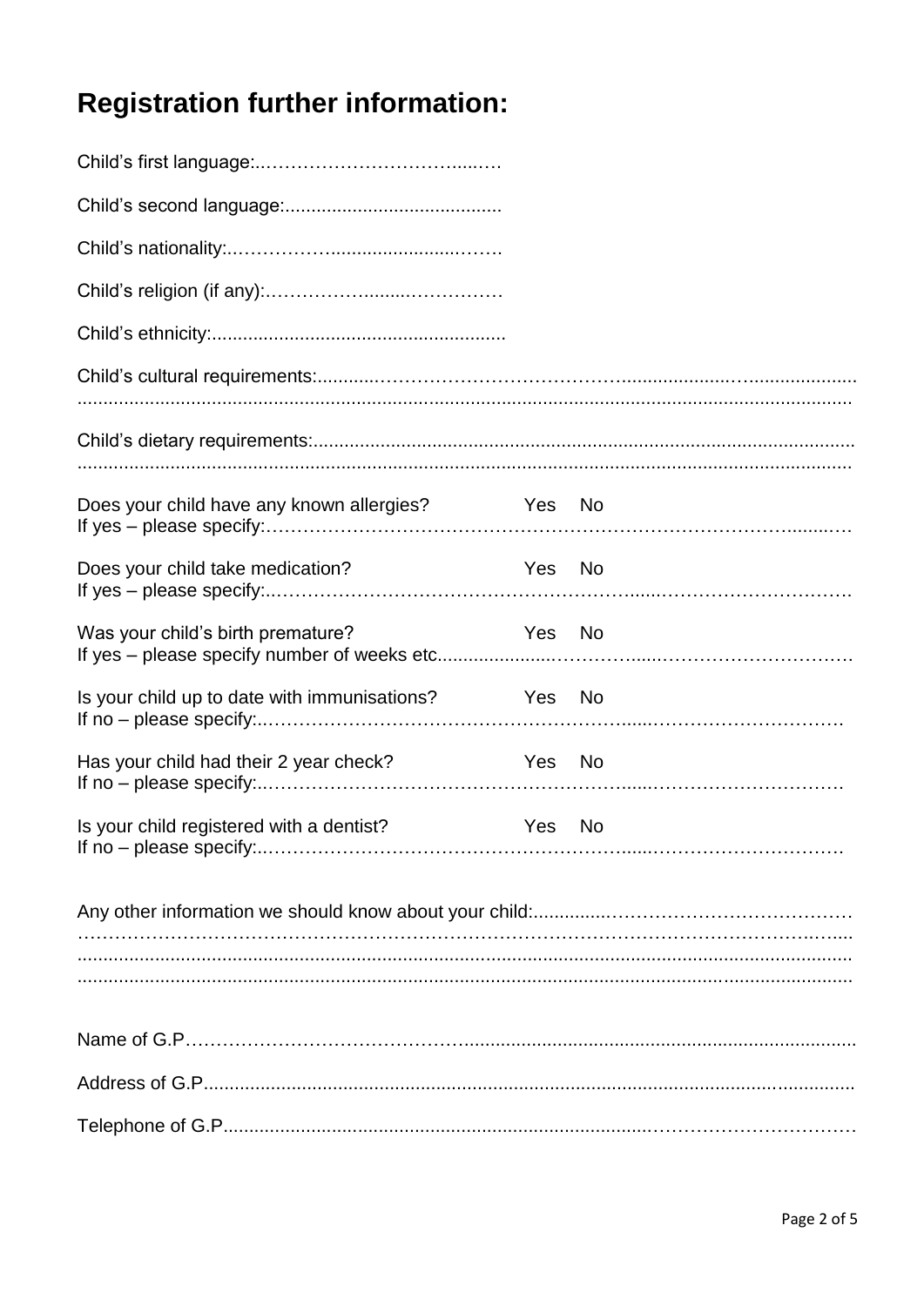# Registration further information:

Child's first language:………………………………...….

Child's second language:..........................................

Child's nationality:..……………...........................…….

Child's religion (if any):.…………….......……………

Child's ethnicity:.........................................................

Child's cultural requirements:...........………………………………...........................................
.....................................................................................................................................

Child's dietary requirements:.........................................................................................
.....................................................................................................................................

Does your child have any known allergies? Yes No
If yes – please specify:……………………………………………………………………........….

Does your child take medication? Yes No
If yes – please specify:..……………………………………………….....…………………………….

Was your child's birth premature? Yes No
If yes – please specify number of weeks etc......................……….....………………………….

Is your child up to date with immunisations? Yes No
If no – please specify:..…………………………………………….....……………………….

Has your child had their 2 year check? Yes No
If no – please specify:..…………………….………………………....………………………….

Is your child registered with a dentist? Yes No
If no – please specify:..………………………………………………….....………………………….

Any other information we should know about your child:...............………………………………
……………………………………………………………………………………………….…....
.....................................................................................................................................
.....................................................................................................................................

Name of G.P……………………………………...........................................................................

Address of G.P.............................................................................................................

Telephone of G.P........................................................................……………………………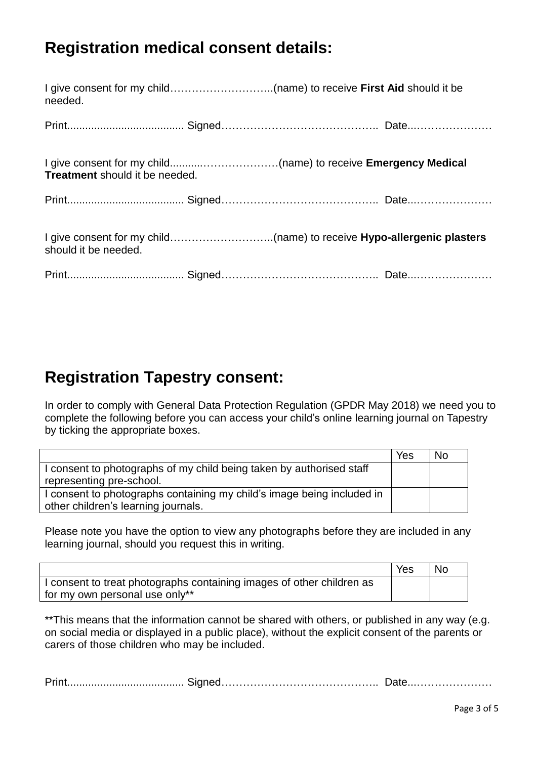## Registration medical consent details:

I give consent for my child………………………..(name) to receive **First Aid** should it be needed.

Print....................................... Signed…………………………………….. Date..…………………

I give consent for my child..........…………………(name) to receive **Emergency Medical Treatment** should it be needed.

Print....................................... Signed…………………………………….. Date..…………………

I give consent for my child………………………..(name) to receive **Hypo-allergenic plasters** should it be needed.

Print....................................... Signed…………………………………….. Date..…………………

## Registration Tapestry consent:

In order to comply with General Data Protection Regulation (GPDR May 2018) we need you to complete the following before you can access your child's online learning journal on Tapestry by ticking the appropriate boxes.

| | Yes | No |
|---|---|---|
| I consent to photographs of my child being taken by authorised staff representing pre-school. | | |
| I consent to photographs containing my child's image being included in other children's learning journals. | | |

Please note you have the option to view any photographs before they are included in any learning journal, should you request this in writing.

| | Yes | No |
|---|---|---|
| I consent to treat photographs containing images of other children as for my own personal use only** | | |

**This means that the information cannot be shared with others, or published in any way (e.g. on social media or displayed in a public place), without the explicit consent of the parents or carers of those children who may be included.

Print....................................... Signed…………………………………….. Date..…………………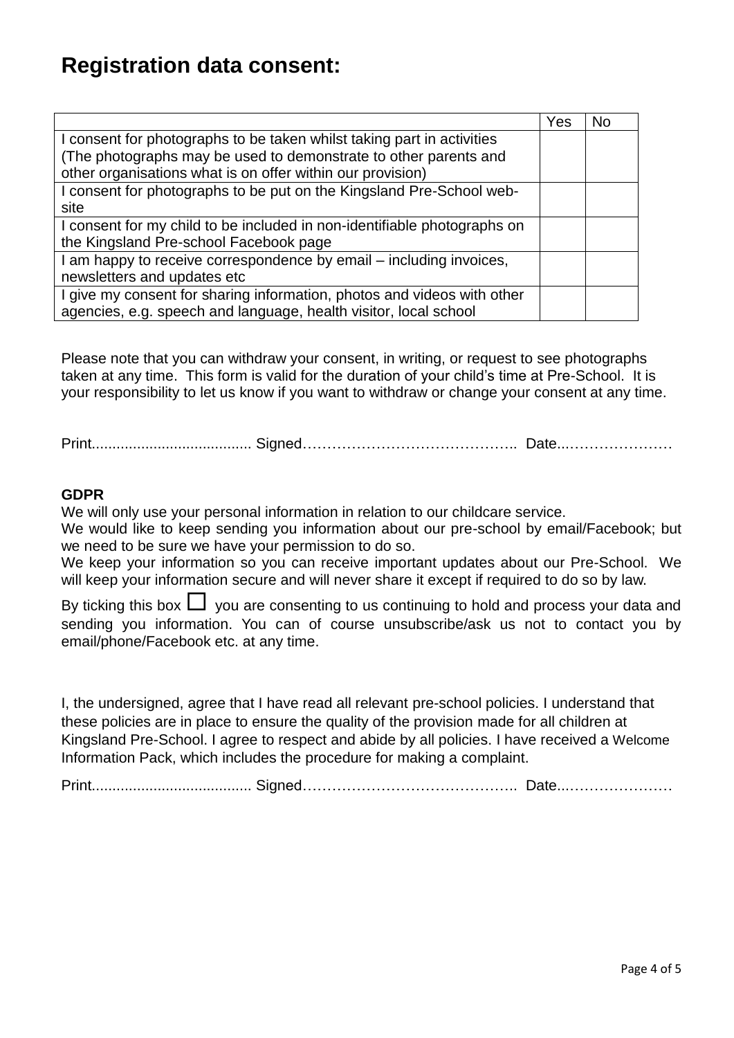# Registration data consent:

| | Yes | No |
|---|---|---|
| I consent for photographs to be taken whilst taking part in activities (The photographs may be used to demonstrate to other parents and other organisations what is on offer within our provision) | | |
| I consent for photographs to be put on the Kingsland Pre-School web-site | | |
| I consent for my child to be included in non-identifiable photographs on the Kingsland Pre-school Facebook page | | |
| I am happy to receive correspondence by email – including invoices, newsletters and updates etc | | |
| I give my consent for sharing information, photos and videos with other agencies, e.g. speech and language, health visitor, local school | | |

Please note that you can withdraw your consent, in writing, or request to see photographs taken at any time. This form is valid for the duration of your child's time at Pre-School. It is your responsibility to let us know if you want to withdraw or change your consent at any time.

Print....................................... Signed…………………………………….. Date...…………………

**GDPR**

We will only use your personal information in relation to our childcare service.

We would like to keep sending you information about our pre-school by email/Facebook; but we need to be sure we have your permission to do so.

We keep your information so you can receive important updates about our Pre-School. We will keep your information secure and will never share it except if required to do so by law.

By ticking this box ☐ you are consenting to us continuing to hold and process your data and sending you information. You can of course unsubscribe/ask us not to contact you by email/phone/Facebook etc. at any time.

I, the undersigned, agree that I have read all relevant pre-school policies. I understand that these policies are in place to ensure the quality of the provision made for all children at Kingsland Pre-School. I agree to respect and abide by all policies. I have received a Welcome Information Pack, which includes the procedure for making a complaint.

Print....................................... Signed…………………………………….. Date...…………………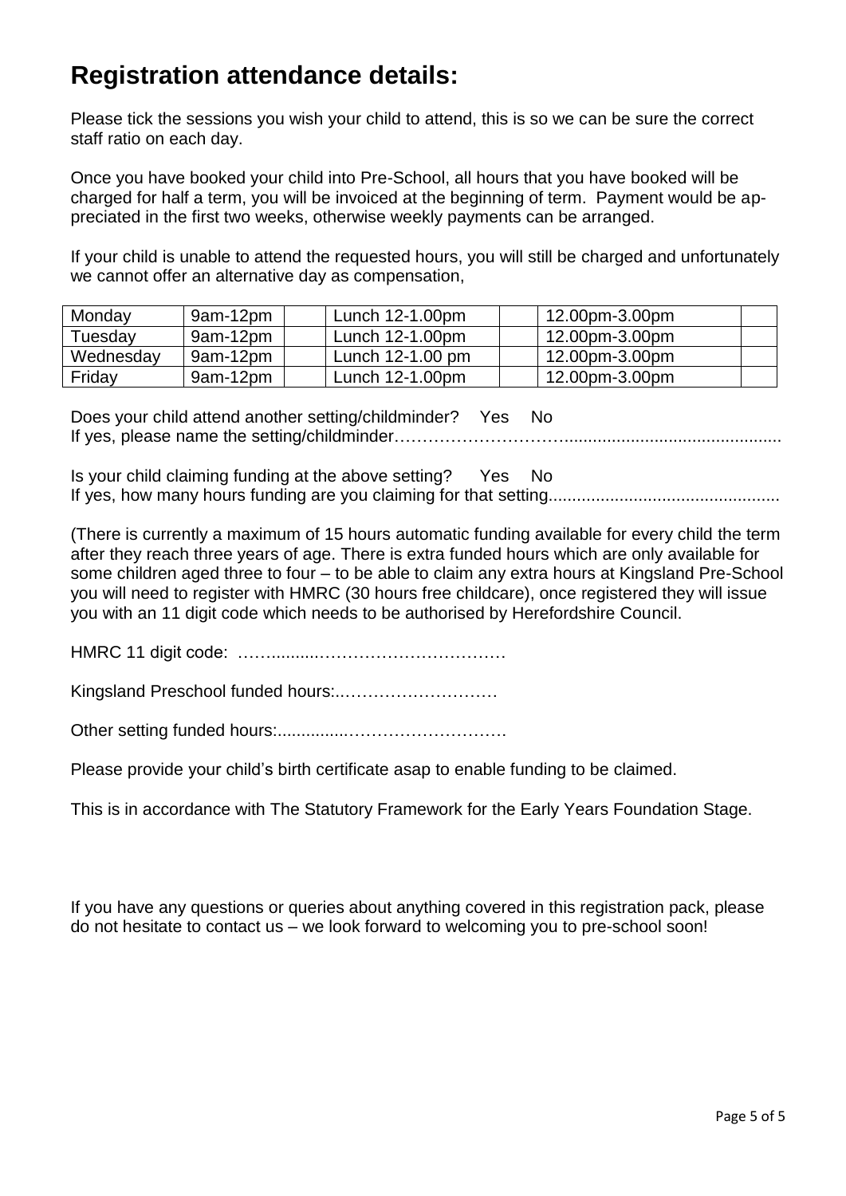## Registration attendance details:

Please tick the sessions you wish your child to attend, this is so we can be sure the correct staff ratio on each day.

Once you have booked your child into Pre-School, all hours that you have booked will be charged for half a term, you will be invoiced at the beginning of term. Payment would be appreciated in the first two weeks, otherwise weekly payments can be arranged.

If your child is unable to attend the requested hours, you will still be charged and unfortunately we cannot offer an alternative day as compensation,

| | | | | | | |
|---|---|---|---|---|---|---|
| Monday | 9am-12pm | | Lunch 12-1.00pm | | 12.00pm-3.00pm | |
| Tuesday | 9am-12pm | | Lunch 12-1.00pm | | 12.00pm-3.00pm | |
| Wednesday | 9am-12pm | | Lunch 12-1.00 pm | | 12.00pm-3.00pm | |
| Friday | 9am-12pm | | Lunch 12-1.00pm | | 12.00pm-3.00pm | |

Does your child attend another setting/childminder? Yes No
If yes, please name the setting/childminder……………………….............................................

Is your child claiming funding at the above setting? Yes No
If yes, how many hours funding are you claiming for that setting................................................

(There is currently a maximum of 15 hours automatic funding available for every child the term after they reach three years of age. There is extra funded hours which are only available for some children aged three to four – to be able to claim any extra hours at Kingsland Pre-School you will need to register with HMRC (30 hours free childcare), once registered they will issue you with an 11 digit code which needs to be authorised by Herefordshire Council.

HMRC 11 digit code: …….........……………………………

Kingsland Preschool funded hours:..………………………

Other setting funded hours:..............……………………….

Please provide your child's birth certificate asap to enable funding to be claimed.

This is in accordance with The Statutory Framework for the Early Years Foundation Stage.

If you have any questions or queries about anything covered in this registration pack, please do not hesitate to contact us – we look forward to welcoming you to pre-school soon!